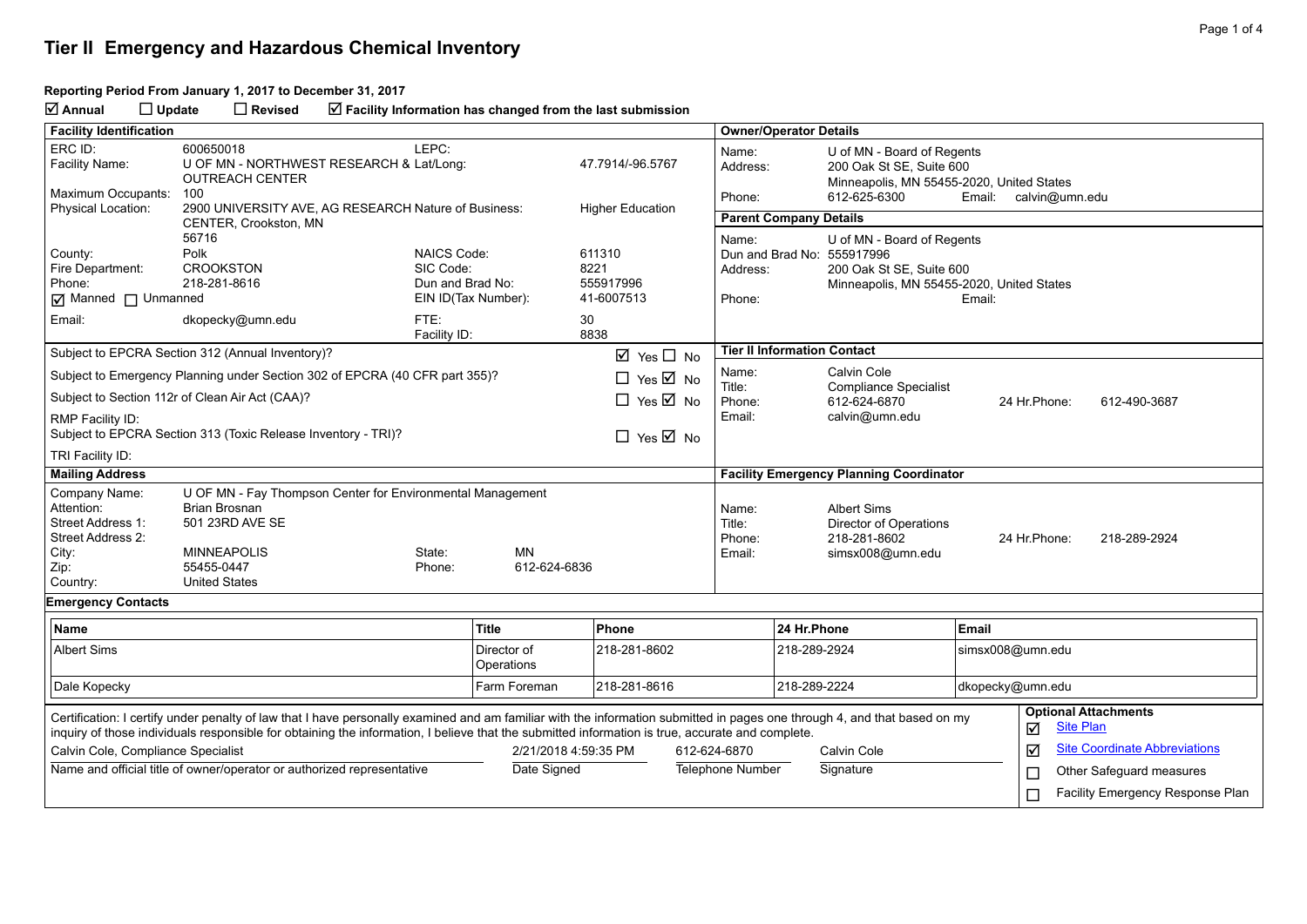# Tier II Emergency and Hazardous Chemical Inventory

**Reporting Period From January 1, 2017 to December 31, 2017**

☑ **Annual** ☐ **Update** ☐ **Revised** ☑ **Facility Information has changed from the last submission**

## Facility Identification

| | | | |
|---|---|---|---|
| ERC ID: | 600650018 | LEPC: | |
| Facility Name: | U OF MN - NORTHWEST RESEARCH & OUTREACH CENTER | Lat/Long: | 47.7914/-96.5767 |
| Maximum Occupants: | 100 | | |
| Physical Location: | 2900 UNIVERSITY AVE, AG RESEARCH CENTER, Crookston, MN 56716 | Nature of Business: | Higher Education |
| County: | Polk | NAICS Code: | 611310 |
| Fire Department: | CROOKSTON | SIC Code: | 8221 |
| Phone: | 218-281-8616 | Dun and Brad No: | 555917996 |
| ☑ Manned ☐ Unmanned | | EIN ID(Tax Number): | 41-6007513 |
| Email: | dkopecky@umn.edu | FTE: | 30 |
| | | Facility ID: | 8838 |

| | |
|---|---|
| Subject to EPCRA Section 312 (Annual Inventory)? | ☑ Yes ☐ No |
| Subject to Emergency Planning under Section 302 of EPCRA (40 CFR part 355)? | ☐ Yes ☑ No |
| Subject to Section 112r of Clean Air Act (CAA)? | ☐ Yes ☑ No |
| RMP Facility ID: | |
| Subject to EPCRA Section 313 (Toxic Release Inventory - TRI)? | ☐ Yes ☑ No |
| TRI Facility ID: | |

## Owner/Operator Details

Name: U of MN - Board of Regents
Address: 200 Oak St SE, Suite 600, Minneapolis, MN 55455-2020, United States
Phone: 612-625-6300 Email: calvin@umn.edu

## Parent Company Details

Name: U of MN - Board of Regents
Dun and Brad No: 555917996
Address: 200 Oak St SE, Suite 600, Minneapolis, MN 55455-2020, United States
Phone: Email:

## Tier II Information Contact

Name: Calvin Cole
Title: Compliance Specialist
Phone: 612-624-6870 24 Hr.Phone: 612-490-3687
Email: calvin@umn.edu

## Mailing Address

| | | | |
|---|---|---|---|
| Company Name: | U OF MN - Fay Thompson Center for Environmental Management | | |
| Attention: | Brian Brosnan | | |
| Street Address 1: | 501 23RD AVE SE | | |
| Street Address 2: | | | |
| City: | MINNEAPOLIS | State: | MN |
| Zip: | 55455-0447 | Phone: | 612-624-6836 |
| Country: | United States | | |

## Facility Emergency Planning Coordinator

Name: Albert Sims
Title: Director of Operations
Phone: 218-281-8602 24 Hr.Phone: 218-289-2924
Email: simsx008@umn.edu

## Emergency Contacts

| Name | Title | Phone | 24 Hr.Phone | Email |
|---|---|---|---|---|
| Albert Sims | Director of Operations | 218-281-8602 | 218-289-2924 | simsx008@umn.edu |
| Dale Kopecky | Farm Foreman | 218-281-8616 | 218-289-2224 | dkopecky@umn.edu |

Certification: I certify under penalty of law that I have personally examined and am familiar with the information submitted in pages one through 4, and that based on my inquiry of those individuals responsible for obtaining the information, I believe that the submitted information is true, accurate and complete.

| Name and official title of owner/operator or authorized representative | Date Signed | Telephone Number | Signature |
|---|---|---|---|
| Calvin Cole, Compliance Specialist | 2/21/2018 4:59:35 PM | 612-624-6870 | Calvin Cole |

**Optional Attachments**

- ☑ Site Plan
- ☑ Site Coordinate Abbreviations
- ☐ Other Safeguard measures
- ☐ Facility Emergency Response Plan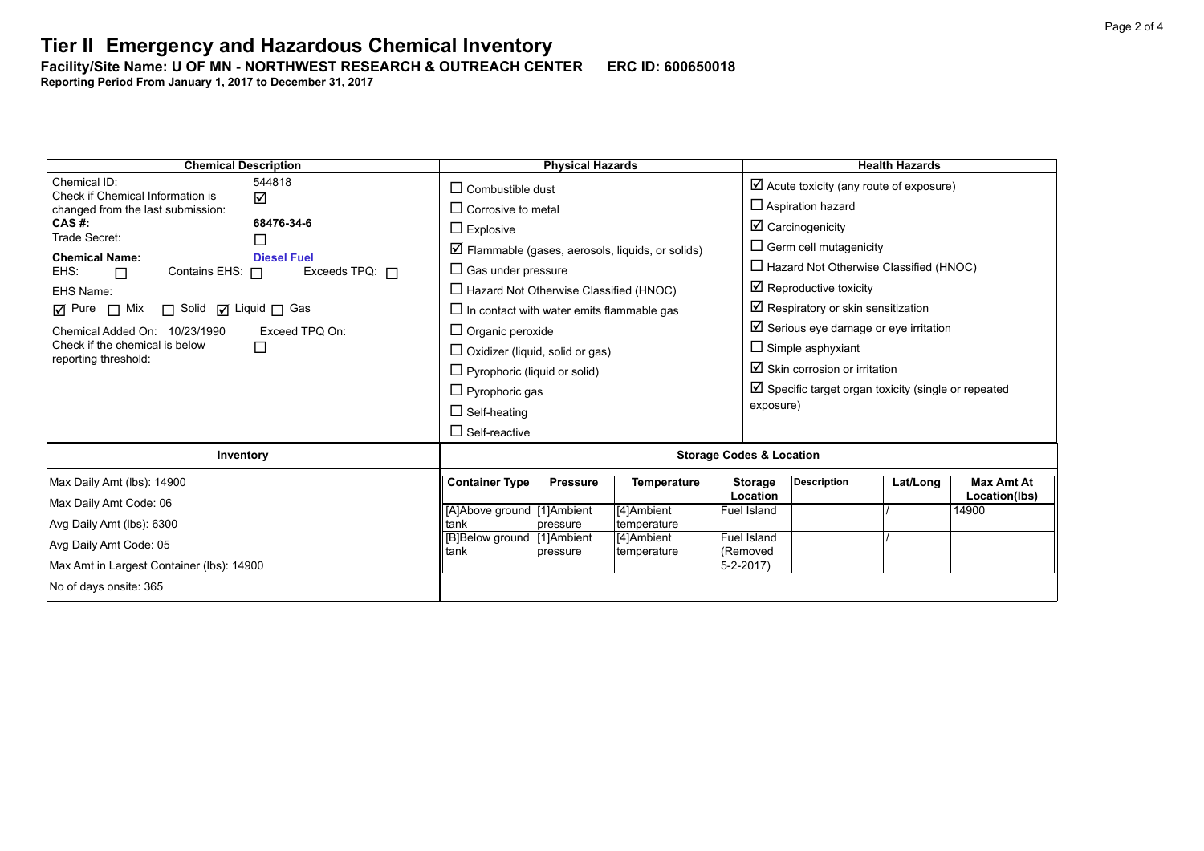# Tier II Emergency and Hazardous Chemical Inventory

**Facility/Site Name: U OF MN - NORTHWEST RESEARCH & OUTREACH CENTER ERC ID: 600650018**

**Reporting Period From January 1, 2017 to December 31, 2017**

| Chemical Description | Physical Hazards | Health Hazards |
|---|---|---|
| Chemical ID: 544818<br>Check if Chemical Information is changed from the last submission: ☑<br>**CAS #: 68476-34-6**<br>Trade Secret: ☐<br>**Chemical Name: Diesel Fuel**<br>EHS: ☐ Contains EHS: ☐ Exceeds TPQ: ☐<br>EHS Name:<br>☑ Pure ☐ Mix ☐ Solid ☑ Liquid ☐ Gas<br>Chemical Added On: 10/23/1990 Exceed TPQ On:<br>Check if the chemical is below reporting threshold: ☐ | ☐ Combustible dust<br>☐ Corrosive to metal<br>☐ Explosive<br>☑ Flammable (gases, aerosols, liquids, or solids)<br>☐ Gas under pressure<br>☐ Hazard Not Otherwise Classified (HNOC)<br>☐ In contact with water emits flammable gas<br>☐ Organic peroxide<br>☐ Oxidizer (liquid, solid or gas)<br>☐ Pyrophoric (liquid or solid)<br>☐ Pyrophoric gas<br>☐ Self-heating<br>☐ Self-reactive | ☑ Acute toxicity (any route of exposure)<br>☐ Aspiration hazard<br>☑ Carcinogenicity<br>☐ Germ cell mutagenicity<br>☐ Hazard Not Otherwise Classified (HNOC)<br>☑ Reproductive toxicity<br>☑ Respiratory or skin sensitization<br>☑ Serious eye damage or eye irritation<br>☐ Simple asphyxiant<br>☑ Skin corrosion or irritation<br>☑ Specific target organ toxicity (single or repeated exposure) |

**Inventory**

Max Daily Amt (lbs): 14900

Max Daily Amt Code: 06

Avg Daily Amt (lbs): 6300

Avg Daily Amt Code: 05

Max Amt in Largest Container (lbs): 14900

No of days onsite: 365

**Storage Codes & Location**

| Container Type | Pressure | Temperature | Storage Location | Description | Lat/Long | Max Amt At Location(lbs) |
|---|---|---|---|---|---|---|
| [A]Above ground tank | [1]Ambient pressure | [4]Ambient temperature | Fuel Island | | / | 14900 |
| [B]Below ground tank | [1]Ambient pressure | [4]Ambient temperature | Fuel Island (Removed 5-2-2017) | | / | |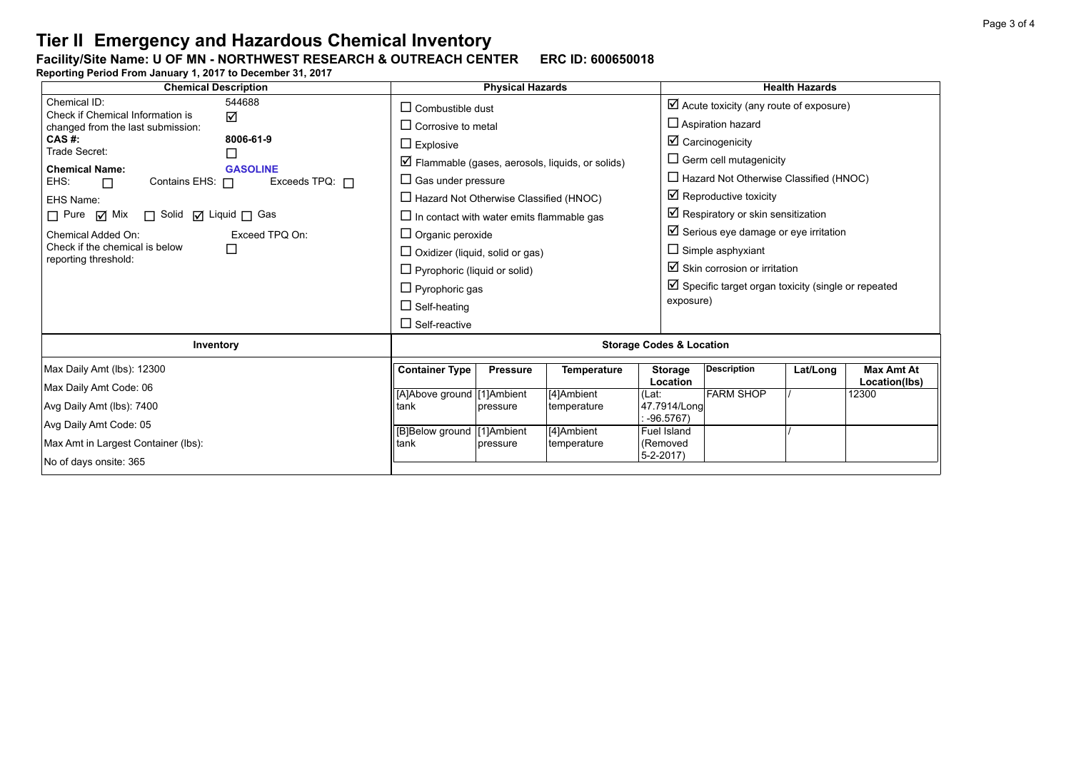# Tier II Emergency and Hazardous Chemical Inventory

**Facility/Site Name: U OF MN - NORTHWEST RESEARCH & OUTREACH CENTER ERC ID: 600650018**

**Reporting Period From January 1, 2017 to December 31, 2017**

| Chemical Description | Physical Hazards | Health Hazards |
|---|---|---|
| Chemical ID: 544688<br>Check if Chemical Information is changed from the last submission: ☑<br>**CAS #:** **8006-61-9**<br>Trade Secret: ☐<br>**Chemical Name:** **GASOLINE**<br>EHS: ☐ Contains EHS: ☐ Exceeds TPQ: ☐<br>EHS Name:<br>☐ Pure ☑ Mix ☐ Solid ☑ Liquid ☐ Gas<br>Chemical Added On: Exceed TPQ On:<br>Check if the chemical is below reporting threshold: ☐ | ☐ Combustible dust<br>☐ Corrosive to metal<br>☐ Explosive<br>☑ Flammable (gases, aerosols, liquids, or solids)<br>☐ Gas under pressure<br>☐ Hazard Not Otherwise Classified (HNOC)<br>☐ In contact with water emits flammable gas<br>☐ Organic peroxide<br>☐ Oxidizer (liquid, solid or gas)<br>☐ Pyrophoric (liquid or solid)<br>☐ Pyrophoric gas<br>☐ Self-heating<br>☐ Self-reactive | ☑ Acute toxicity (any route of exposure)<br>☐ Aspiration hazard<br>☑ Carcinogenicity<br>☐ Germ cell mutagenicity<br>☐ Hazard Not Otherwise Classified (HNOC)<br>☑ Reproductive toxicity<br>☑ Respiratory or skin sensitization<br>☑ Serious eye damage or eye irritation<br>☐ Simple asphyxiant<br>☑ Skin corrosion or irritation<br>☑ Specific target organ toxicity (single or repeated exposure) |

| Inventory |
|---|
| Max Daily Amt (lbs): 12300 |
| Max Daily Amt Code: 06 |
| Avg Daily Amt (lbs): 7400 |
| Avg Daily Amt Code: 05 |
| Max Amt in Largest Container (lbs): |
| No of days onsite: 365 |

**Storage Codes & Location**

| Container Type | Pressure | Temperature | Storage Location | Description | Lat/Long | Max Amt At Location(lbs) |
|---|---|---|---|---|---|---|
| [A]Above ground tank | [1]Ambient pressure | [4]Ambient temperature | (Lat: 47.7914/Long: -96.5767) | FARM SHOP | / | 12300 |
| [B]Below ground tank | [1]Ambient pressure | [4]Ambient temperature | Fuel Island (Removed 5-2-2017) | | / | |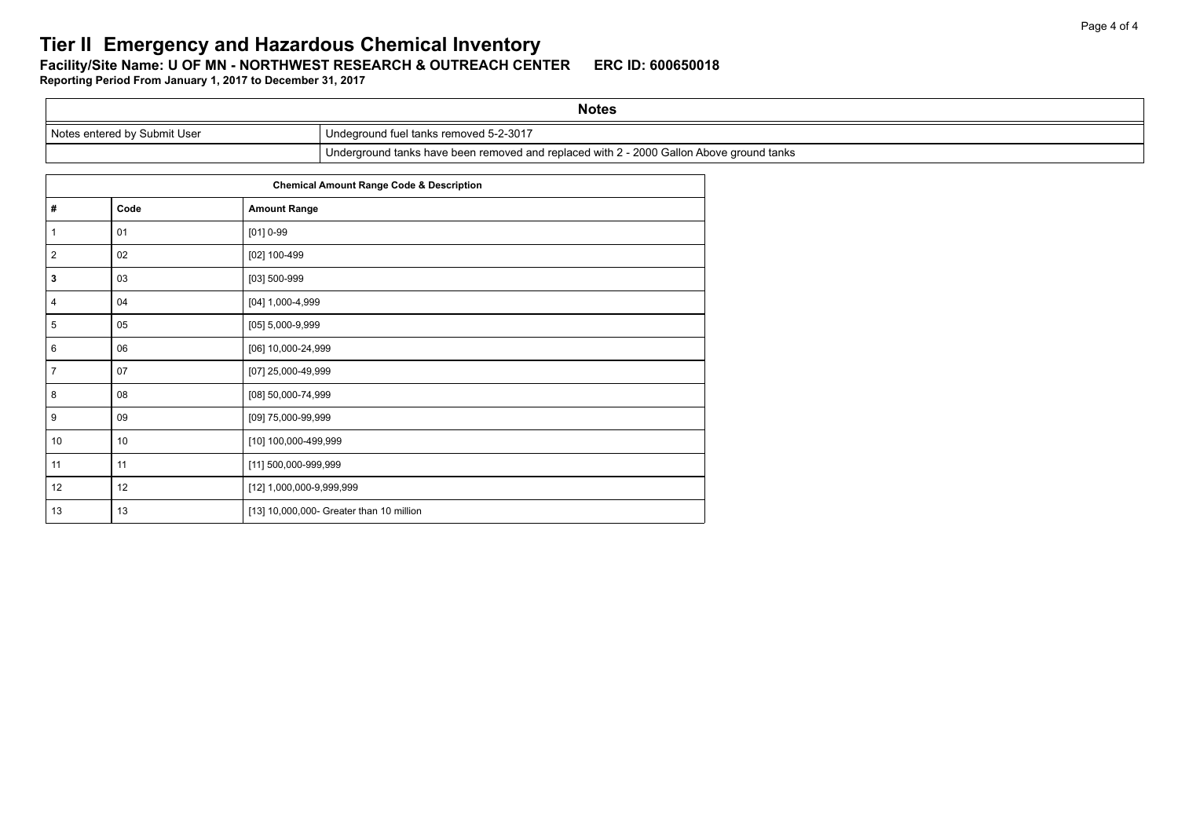# Tier II Emergency and Hazardous Chemical Inventory

**Facility/Site Name: U OF MN - NORTHWEST RESEARCH & OUTREACH CENTER ERC ID: 600650018**

**Reporting Period From January 1, 2017 to December 31, 2017**

| Notes | |
|---|---|
| Notes entered by Submit User | Undeground fuel tanks removed 5-2-3017 |
| | Underground tanks have been removed and replaced with 2 - 2000 Gallon Above ground tanks |

**Chemical Amount Range Code & Description**

| # | Code | Amount Range |
|---|---|---|
| 1 | 01 | [01] 0-99 |
| 2 | 02 | [02] 100-499 |
| 3 | 03 | [03] 500-999 |
| 4 | 04 | [04] 1,000-4,999 |
| 5 | 05 | [05] 5,000-9,999 |
| 6 | 06 | [06] 10,000-24,999 |
| 7 | 07 | [07] 25,000-49,999 |
| 8 | 08 | [08] 50,000-74,999 |
| 9 | 09 | [09] 75,000-99,999 |
| 10 | 10 | [10] 100,000-499,999 |
| 11 | 11 | [11] 500,000-999,999 |
| 12 | 12 | [12] 1,000,000-9,999,999 |
| 13 | 13 | [13] 10,000,000- Greater than 10 million |